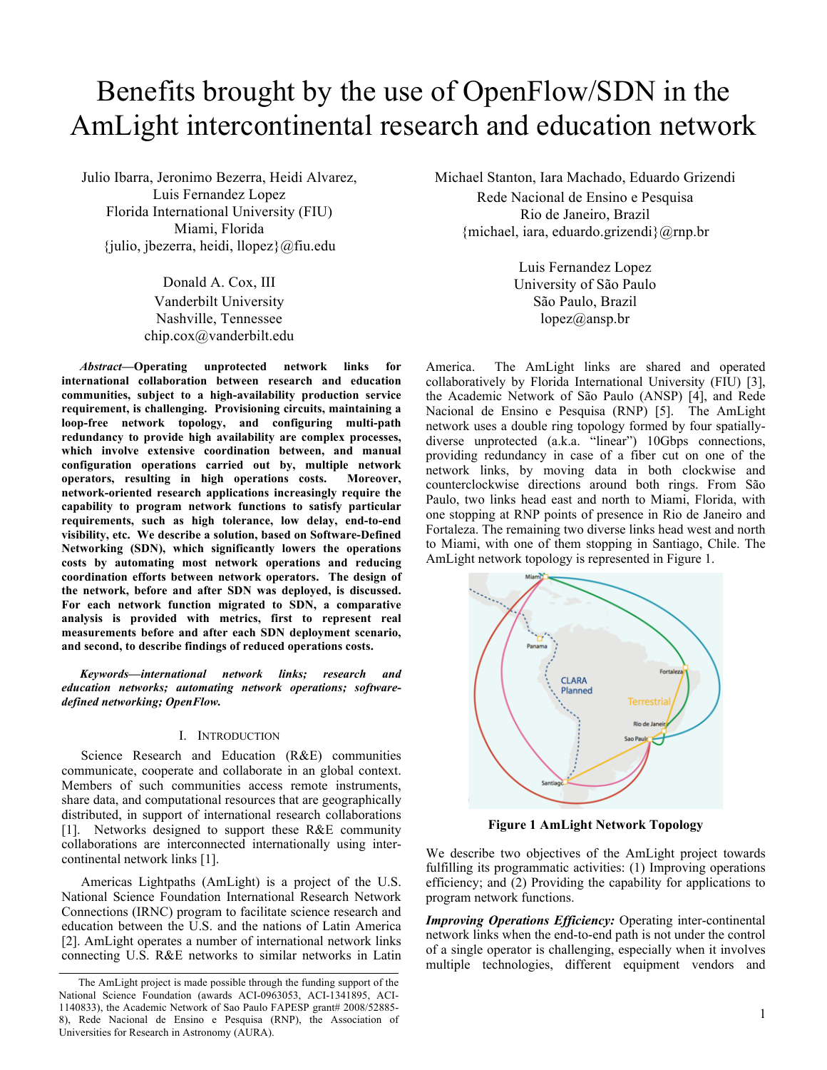# Benefits brought by the use of OpenFlow/SDN in the AmLight intercontinental research and education network

Julio Ibarra, Jeronimo Bezerra, Heidi Alvarez, Luis Fernandez Lopez
Florida International University (FIU)
Miami, Florida
{julio, jbezerra, heidi, llopez}@fiu.edu

Donald A. Cox, III
Vanderbilt University
Nashville, Tennessee
chip.cox@vanderbilt.edu

Michael Stanton, Iara Machado, Eduardo Grizendi
Rede Nacional de Ensino e Pesquisa
Rio de Janeiro, Brazil
{michael, iara, eduardo.grizendi}@rnp.br

Luis Fernandez Lopez
University of São Paulo
São Paulo, Brazil
lopez@ansp.br

***Abstract*—Operating unprotected network links for international collaboration between research and education communities, subject to a high-availability production service requirement, is challenging. Provisioning circuits, maintaining a loop-free network topology, and configuring multi-path redundancy to provide high availability are complex processes, which involve extensive coordination between, and manual configuration operations carried out by, multiple network operators, resulting in high operations costs. Moreover, network-oriented research applications increasingly require the capability to program network functions to satisfy particular requirements, such as high tolerance, low delay, end-to-end visibility, etc. We describe a solution, based on Software-Defined Networking (SDN), which significantly lowers the operations costs by automating most network operations and reducing coordination efforts between network operators. The design of the network, before and after SDN was deployed, is discussed. For each network function migrated to SDN, a comparative analysis is provided with metrics, first to represent real measurements before and after each SDN deployment scenario, and second, to describe findings of reduced operations costs.**

***Keywords*—*international network links; research and education networks; automating network operations; software-defined networking; OpenFlow.***

## I. Introduction

Science Research and Education (R&E) communities communicate, cooperate and collaborate in an global context. Members of such communities access remote instruments, share data, and computational resources that are geographically distributed, in support of international research collaborations [1]. Networks designed to support these R&E community collaborations are interconnected internationally using inter-continental network links [1].

Americas Lightpaths (AmLight) is a project of the U.S. National Science Foundation International Research Network Connections (IRNC) program to facilitate science research and education between the U.S. and the nations of Latin America [2]. AmLight operates a number of international network links connecting U.S. R&E networks to similar networks in Latin America. The AmLight links are shared and operated collaboratively by Florida International University (FIU) [3], the Academic Network of São Paulo (ANSP) [4], and Rede Nacional de Ensino e Pesquisa (RNP) [5]. The AmLight network uses a double ring topology formed by four spatially-diverse unprotected (a.k.a. "linear") 10Gbps connections, providing redundancy in case of a fiber cut on one of the network links, by moving data in both clockwise and counterclockwise directions around both rings. From São Paulo, two links head east and north to Miami, Florida, with one stopping at RNP points of presence in Rio de Janeiro and Fortaleza. The remaining two diverse links head west and north to Miami, with one of them stopping in Santiago, Chile. The AmLight network topology is represented in Figure 1.

**Figure 1 AmLight Network Topology**

We describe two objectives of the AmLight project towards fulfilling its programmatic activities: (1) Improving operations efficiency; and (2) Providing the capability for applications to program network functions.

***Improving Operations Efficiency:*** Operating inter-continental network links when the end-to-end path is not under the control of a single operator is challenging, especially when it involves multiple technologies, different equipment vendors and

The AmLight project is made possible through the funding support of the National Science Foundation (awards ACI-0963053, ACI-1341895, ACI-1140833), the Academic Network of Sao Paulo FAPESP grant# 2008/52885-8), Rede Nacional de Ensino e Pesquisa (RNP), the Association of Universities for Research in Astronomy (AURA).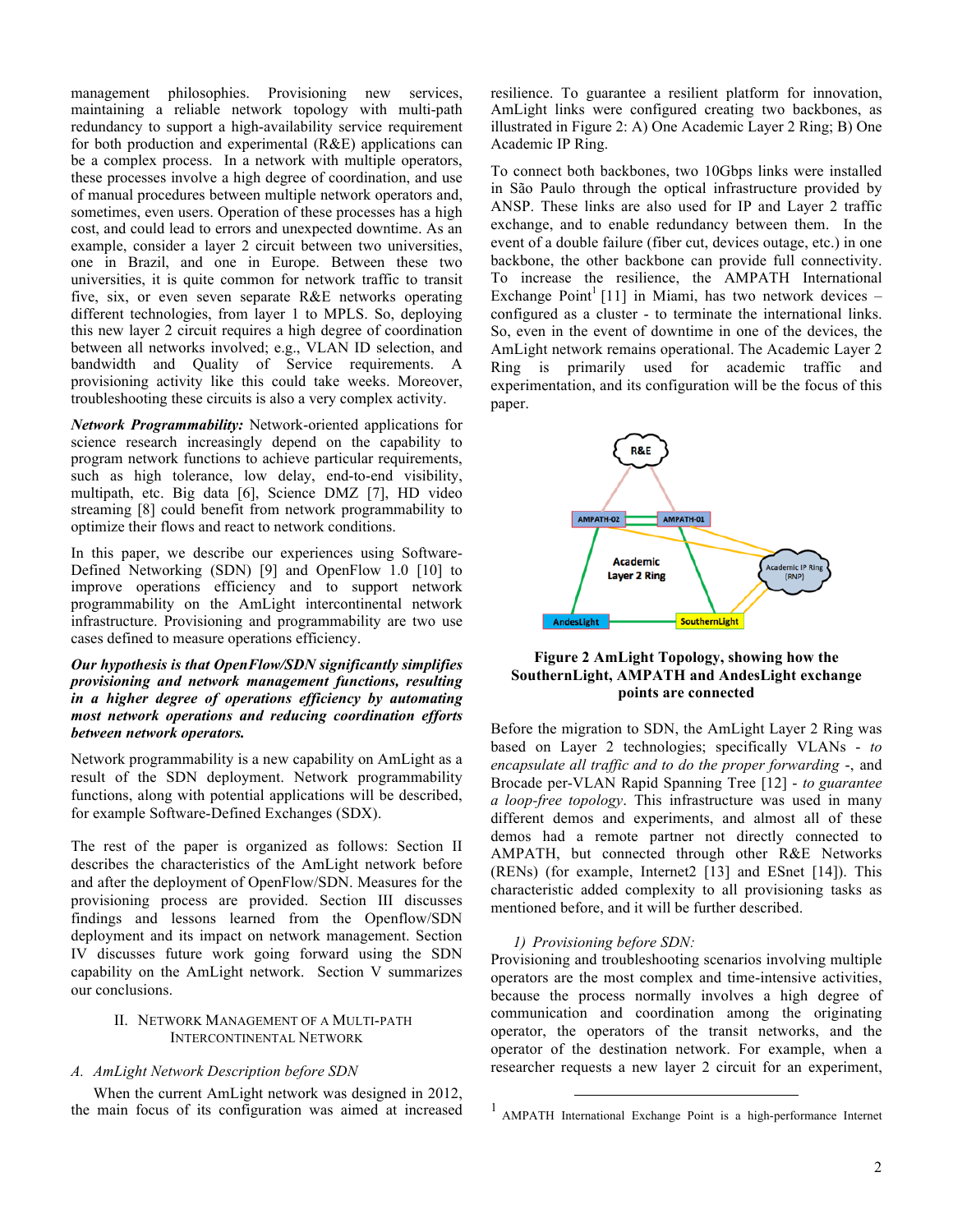management philosophies. Provisioning new services, maintaining a reliable network topology with multi-path redundancy to support a high-availability service requirement for both production and experimental (R&E) applications can be a complex process. In a network with multiple operators, these processes involve a high degree of coordination, and use of manual procedures between multiple network operators and, sometimes, even users. Operation of these processes has a high cost, and could lead to errors and unexpected downtime. As an example, consider a layer 2 circuit between two universities, one in Brazil, and one in Europe. Between these two universities, it is quite common for network traffic to transit five, six, or even seven separate R&E networks operating different technologies, from layer 1 to MPLS. So, deploying this new layer 2 circuit requires a high degree of coordination between all networks involved; e.g., VLAN ID selection, and bandwidth and Quality of Service requirements. A provisioning activity like this could take weeks. Moreover, troubleshooting these circuits is also a very complex activity.

***Network Programmability:*** Network-oriented applications for science research increasingly depend on the capability to program network functions to achieve particular requirements, such as high tolerance, low delay, end-to-end visibility, multipath, etc. Big data [6], Science DMZ [7], HD video streaming [8] could benefit from network programmability to optimize their flows and react to network conditions.

In this paper, we describe our experiences using Software-Defined Networking (SDN) [9] and OpenFlow 1.0 [10] to improve operations efficiency and to support network programmability on the AmLight intercontinental network infrastructure. Provisioning and programmability are two use cases defined to measure operations efficiency.

***Our hypothesis is that OpenFlow/SDN significantly simplifies provisioning and network management functions, resulting in a higher degree of operations efficiency by automating most network operations and reducing coordination efforts between network operators.***

Network programmability is a new capability on AmLight as a result of the SDN deployment. Network programmability functions, along with potential applications will be described, for example Software-Defined Exchanges (SDX).

The rest of the paper is organized as follows: Section II describes the characteristics of the AmLight network before and after the deployment of OpenFlow/SDN. Measures for the provisioning process are provided. Section III discusses findings and lessons learned from the Openflow/SDN deployment and its impact on network management. Section IV discusses future work going forward using the SDN capability on the AmLight network. Section V summarizes our conclusions.

## II. Network Management of a Multi-path Intercontinental Network

### *A. AmLight Network Description before SDN*

When the current AmLight network was designed in 2012, the main focus of its configuration was aimed at increased resilience. To guarantee a resilient platform for innovation, AmLight links were configured creating two backbones, as illustrated in Figure 2: A) One Academic Layer 2 Ring; B) One Academic IP Ring.

To connect both backbones, two 10Gbps links were installed in São Paulo through the optical infrastructure provided by ANSP. These links are also used for IP and Layer 2 traffic exchange, and to enable redundancy between them. In the event of a double failure (fiber cut, devices outage, etc.) in one backbone, the other backbone can provide full connectivity. To increase the resilience, the AMPATH International Exchange Point[1] [11] in Miami, has two network devices – configured as a cluster - to terminate the international links. So, even in the event of downtime in one of the devices, the AmLight network remains operational. The Academic Layer 2 Ring is primarily used for academic traffic and experimentation, and its configuration will be the focus of this paper.

**Figure 2 AmLight Topology, showing how the SouthernLight, AMPATH and AndesLight exchange points are connected**

Before the migration to SDN, the AmLight Layer 2 Ring was based on Layer 2 technologies; specifically VLANs - *to encapsulate all traffic and to do the proper forwarding* -, and Brocade per-VLAN Rapid Spanning Tree [12] - *to guarantee a loop-free topology*. This infrastructure was used in many different demos and experiments, and almost all of these demos had a remote partner not directly connected to AMPATH, but connected through other R&E Networks (RENs) (for example, Internet2 [13] and ESnet [14]). This characteristic added complexity to all provisioning tasks as mentioned before, and it will be further described.

#### *1) Provisioning before SDN:*

Provisioning and troubleshooting scenarios involving multiple operators are the most complex and time-intensive activities, because the process normally involves a high degree of communication and coordination among the originating operator, the operators of the transit networks, and the operator of the destination network. For example, when a researcher requests a new layer 2 circuit for an experiment,

[1] AMPATH International Exchange Point is a high-performance Internet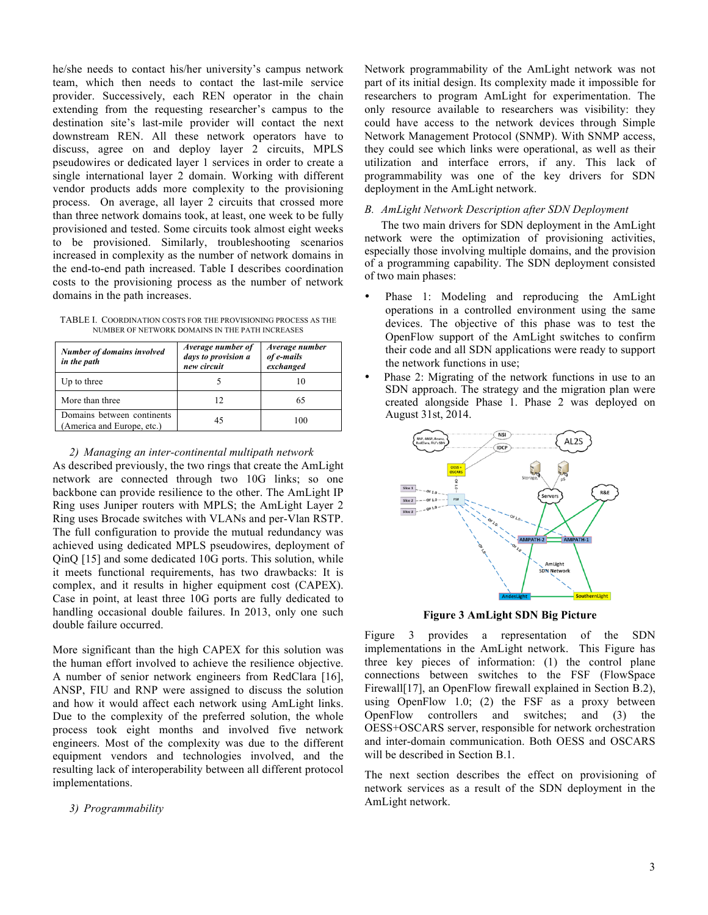he/she needs to contact his/her university's campus network team, which then needs to contact the last-mile service provider. Successively, each REN operator in the chain extending from the requesting researcher's campus to the destination site's last-mile provider will contact the next downstream REN. All these network operators have to discuss, agree on and deploy layer 2 circuits, MPLS pseudowires or dedicated layer 1 services in order to create a single international layer 2 domain. Working with different vendor products adds more complexity to the provisioning process. On average, all layer 2 circuits that crossed more than three network domains took, at least, one week to be fully provisioned and tested. Some circuits took almost eight weeks to be provisioned. Similarly, troubleshooting scenarios increased in complexity as the number of network domains in the end-to-end path increased. Table I describes coordination costs to the provisioning process as the number of network domains in the path increases.

TABLE I. COORDINATION COSTS FOR THE PROVISIONING PROCESS AS THE NUMBER OF NETWORK DOMAINS IN THE PATH INCREASES

| *Number of domains involved in the path* | *Average number of days to provision a new circuit* | *Average number of e-mails exchanged* |
|---|---|---|
| Up to three | 5 | 10 |
| More than three | 12 | 65 |
| Domains between continents (America and Europe, etc.) | 45 | 100 |

### *2) Managing an inter-continental multipath network*

As described previously, the two rings that create the AmLight network are connected through two 10G links; so one backbone can provide resilience to the other. The AmLight IP Ring uses Juniper routers with MPLS; the AmLight Layer 2 Ring uses Brocade switches with VLANs and per-Vlan RSTP. The full configuration to provide the mutual redundancy was achieved using dedicated MPLS pseudowires, deployment of QinQ [15] and some dedicated 10G ports. This solution, while it meets functional requirements, has two drawbacks: It is complex, and it results in higher equipment cost (CAPEX). Case in point, at least three 10G ports are fully dedicated to handling occasional double failures. In 2013, only one such double failure occurred.

More significant than the high CAPEX for this solution was the human effort involved to achieve the resilience objective. A number of senior network engineers from RedClara [16], ANSP, FIU and RNP were assigned to discuss the solution and how it would affect each network using AmLight links. Due to the complexity of the preferred solution, the whole process took eight months and involved five network engineers. Most of the complexity was due to the different equipment vendors and technologies involved, and the resulting lack of interoperability between all different protocol implementations.

### *3) Programmability*

Network programmability of the AmLight network was not part of its initial design. Its complexity made it impossible for researchers to program AmLight for experimentation. The only resource available to researchers was visibility: they could have access to the network devices through Simple Network Management Protocol (SNMP). With SNMP access, they could see which links were operational, as well as their utilization and interface errors, if any. This lack of programmability was one of the key drivers for SDN deployment in the AmLight network.

## *B. AmLight Network Description after SDN Deployment*

The two main drivers for SDN deployment in the AmLight network were the optimization of provisioning activities, especially those involving multiple domains, and the provision of a programming capability. The SDN deployment consisted of two main phases:

- Phase 1: Modeling and reproducing the AmLight operations in a controlled environment using the same devices. The objective of this phase was to test the OpenFlow support of the AmLight switches to confirm their code and all SDN applications were ready to support the network functions in use;
- Phase 2: Migrating of the network functions in use to an SDN approach. The strategy and the migration plan were created alongside Phase 1. Phase 2 was deployed on August 31st, 2014.

**Figure 3 AmLight SDN Big Picture**

Figure 3 provides a representation of the SDN implementations in the AmLight network. This Figure has three key pieces of information: (1) the control plane connections between switches to the FSF (FlowSpace Firewall[17], an OpenFlow firewall explained in Section B.2), using OpenFlow 1.0; (2) the FSF as a proxy between OpenFlow controllers and switches; and (3) the OESS+OSCARS server, responsible for network orchestration and inter-domain communication. Both OESS and OSCARS will be described in Section B.1.

The next section describes the effect on provisioning of network services as a result of the SDN deployment in the AmLight network.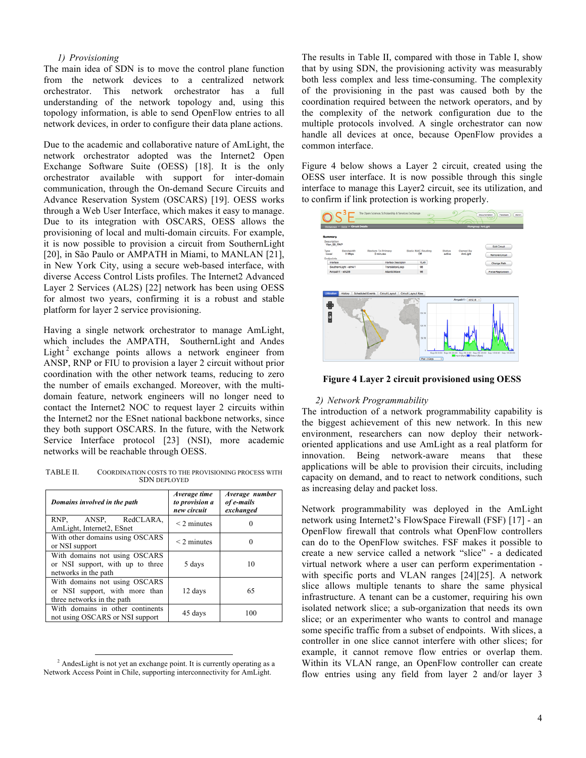### 1) Provisioning

The main idea of SDN is to move the control plane function from the network devices to a centralized network orchestrator. This network orchestrator has a full understanding of the network topology and, using this topology information, is able to send OpenFlow entries to all network devices, in order to configure their data plane actions.

Due to the academic and collaborative nature of AmLight, the network orchestrator adopted was the Internet2 Open Exchange Software Suite (OESS) [18]. It is the only orchestrator available with support for inter-domain communication, through the On-demand Secure Circuits and Advance Reservation System (OSCARS) [19]. OESS works through a Web User Interface, which makes it easy to manage. Due to its integration with OSCARS, OESS allows the provisioning of local and multi-domain circuits. For example, it is now possible to provision a circuit from SouthernLight [20], in São Paulo or AMPATH in Miami, to MANLAN [21], in New York City, using a secure web-based interface, with diverse Access Control Lists profiles. The Internet2 Advanced Layer 2 Services (AL2S) [22] network has been using OESS for almost two years, confirming it is a robust and stable platform for layer 2 service provisioning.

Having a single network orchestrator to manage AmLight, which includes the AMPATH, SouthernLight and Andes Light [2] exchange points allows a network engineer from ANSP, RNP or FIU to provision a layer 2 circuit without prior coordination with the other network teams, reducing to zero the number of emails exchanged. Moreover, with the multi-domain feature, network engineers will no longer need to contact the Internet2 NOC to request layer 2 circuits within the Internet2 nor the ESnet national backbone networks, since they both support OSCARS. In the future, with the Network Service Interface protocol [23] (NSI), more academic networks will be reachable through OESS.

TABLE II. COORDINATION COSTS TO THE PROVISIONING PROCESS WITH SDN DEPLOYED

| ***Domains involved in the path*** | ***Average time to provision a new circuit*** | ***Average number of e-mails exchanged*** |
|---|---|---|
| RNP, ANSP, RedCLARA, AmLight, Internet2, ESnet | < 2 minutes | 0 |
| With other domains using OSCARS or NSI support | < 2 minutes | 0 |
| With domains not using OSCARS or NSI support, with up to three networks in the path | 5 days | 10 |
| With domains not using OSCARS or NSI support, with more than three networks in the path | 12 days | 65 |
| With domains in other continents not using OSCARS or NSI support | 45 days | 100 |

[2] AndesLight is not yet an exchange point. It is currently operating as a Network Access Point in Chile, supporting interconnectivity for AmLight.

The results in Table II, compared with those in Table I, show that by using SDN, the provisioning activity was measurably both less complex and less time-consuming. The complexity of the provisioning in the past was caused both by the coordination required between the network operators, and by the complexity of the network configuration due to the multiple protocols involved. A single orchestrator can now handle all devices at once, because OpenFlow provides a common interface.

Figure 4 below shows a Layer 2 circuit, created using the OESS user interface. It is now possible through this single interface to manage this Layer2 circuit, see its utilization, and to confirm if link protection is working properly.

**Figure 4 Layer 2 circuit provisioned using OESS**

### 2) Network Programmability

The introduction of a network programmability capability is the biggest achievement of this new network. In this new environment, researchers can now deploy their network-oriented applications and use AmLight as a real platform for innovation. Being network-aware means that these applications will be able to provision their circuits, including capacity on demand, and to react to network conditions, such as increasing delay and packet loss.

Network programmability was deployed in the AmLight network using Internet2's FlowSpace Firewall (FSF) [17] - an OpenFlow firewall that controls what OpenFlow controllers can do to the OpenFlow switches. FSF makes it possible to create a new service called a network "slice" - a dedicated virtual network where a user can perform experimentation - with specific ports and VLAN ranges [24][25]. A network slice allows multiple tenants to share the same physical infrastructure. A tenant can be a customer, requiring his own isolated network slice; a sub-organization that needs its own slice; or an experimenter who wants to control and manage some specific traffic from a subset of endpoints. With slices, a controller in one slice cannot interfere with other slices; for example, it cannot remove flow entries or overlap them. Within its VLAN range, an OpenFlow controller can create flow entries using any field from layer 2 and/or layer 3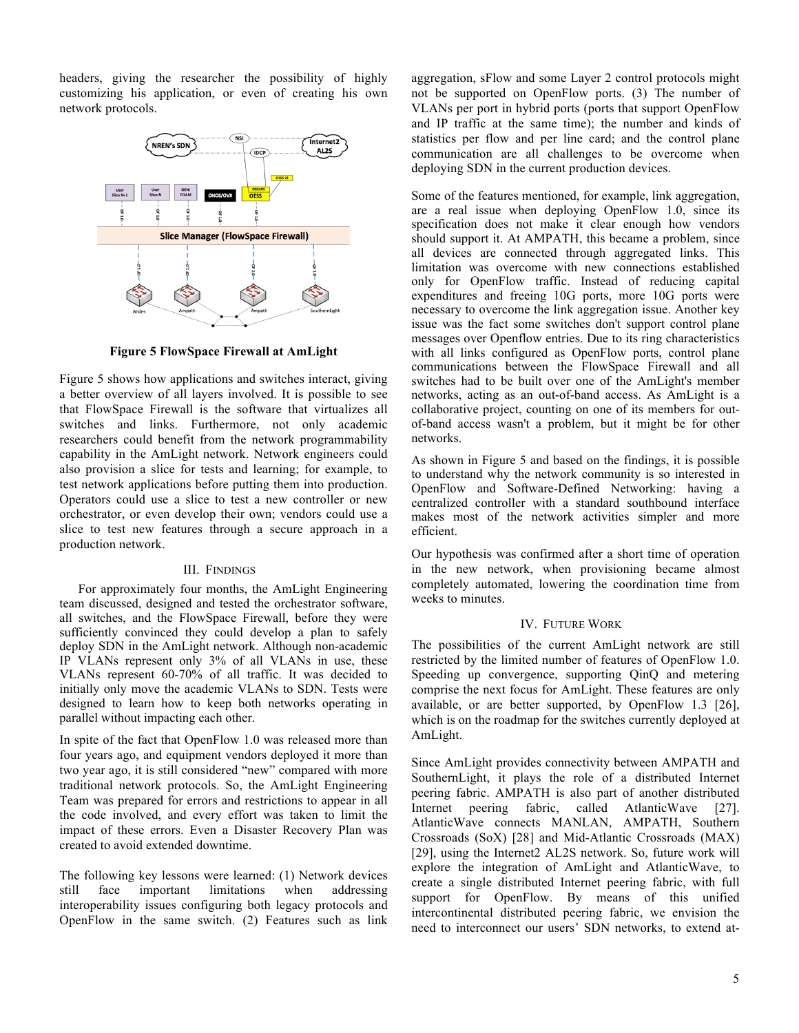headers, giving the researcher the possibility of highly customizing his application, or even of creating his own network protocols.

**Figure 5 FlowSpace Firewall at AmLight**

Figure 5 shows how applications and switches interact, giving a better overview of all layers involved. It is possible to see that FlowSpace Firewall is the software that virtualizes all switches and links. Furthermore, not only academic researchers could benefit from the network programmability capability in the AmLight network. Network engineers could also provision a slice for tests and learning; for example, to test network applications before putting them into production. Operators could use a slice to test a new controller or new orchestrator, or even develop their own; vendors could use a slice to test new features through a secure approach in a production network.

## III. Findings

For approximately four months, the AmLight Engineering team discussed, designed and tested the orchestrator software, all switches, and the FlowSpace Firewall, before they were sufficiently convinced they could develop a plan to safely deploy SDN in the AmLight network. Although non-academic IP VLANs represent only 3% of all VLANs in use, these VLANs represent 60-70% of all traffic. It was decided to initially only move the academic VLANs to SDN. Tests were designed to learn how to keep both networks operating in parallel without impacting each other.

In spite of the fact that OpenFlow 1.0 was released more than four years ago, and equipment vendors deployed it more than two year ago, it is still considered "new" compared with more traditional network protocols. So, the AmLight Engineering Team was prepared for errors and restrictions to appear in all the code involved, and every effort was taken to limit the impact of these errors. Even a Disaster Recovery Plan was created to avoid extended downtime.

The following key lessons were learned: (1) Network devices still face important limitations when addressing interoperability issues configuring both legacy protocols and OpenFlow in the same switch. (2) Features such as link aggregation, sFlow and some Layer 2 control protocols might not be supported on OpenFlow ports. (3) The number of VLANs per port in hybrid ports (ports that support OpenFlow and IP traffic at the same time); the number and kinds of statistics per flow and per line card; and the control plane communication are all challenges to be overcome when deploying SDN in the current production devices.

Some of the features mentioned, for example, link aggregation, are a real issue when deploying OpenFlow 1.0, since its specification does not make it clear enough how vendors should support it. At AMPATH, this became a problem, since all devices are connected through aggregated links. This limitation was overcome with new connections established only for OpenFlow traffic. Instead of reducing capital expenditures and freeing 10G ports, more 10G ports were necessary to overcome the link aggregation issue. Another key issue was the fact some switches don't support control plane messages over Openflow entries. Due to its ring characteristics with all links configured as OpenFlow ports, control plane communications between the FlowSpace Firewall and all switches had to be built over one of the AmLight's member networks, acting as an out-of-band access. As AmLight is a collaborative project, counting on one of its members for out-of-band access wasn't a problem, but it might be for other networks.

As shown in Figure 5 and based on the findings, it is possible to understand why the network community is so interested in OpenFlow and Software-Defined Networking: having a centralized controller with a standard southbound interface makes most of the network activities simpler and more efficient.

Our hypothesis was confirmed after a short time of operation in the new network, when provisioning became almost completely automated, lowering the coordination time from weeks to minutes.

## IV. Future Work

The possibilities of the current AmLight network are still restricted by the limited number of features of OpenFlow 1.0. Speeding up convergence, supporting QinQ and metering comprise the next focus for AmLight. These features are only available, or are better supported, by OpenFlow 1.3 [26], which is on the roadmap for the switches currently deployed at AmLight.

Since AmLight provides connectivity between AMPATH and SouthernLight, it plays the role of a distributed Internet peering fabric. AMPATH is also part of another distributed Internet peering fabric, called AtlanticWave [27]. AtlanticWave connects MANLAN, AMPATH, Southern Crossroads (SoX) [28] and Mid-Atlantic Crossroads (MAX) [29], using the Internet2 AL2S network. So, future work will explore the integration of AmLight and AtlanticWave, to create a single distributed Internet peering fabric, with full support for OpenFlow. By means of this unified intercontinental distributed peering fabric, we envision the need to interconnect our users' SDN networks, to extend at-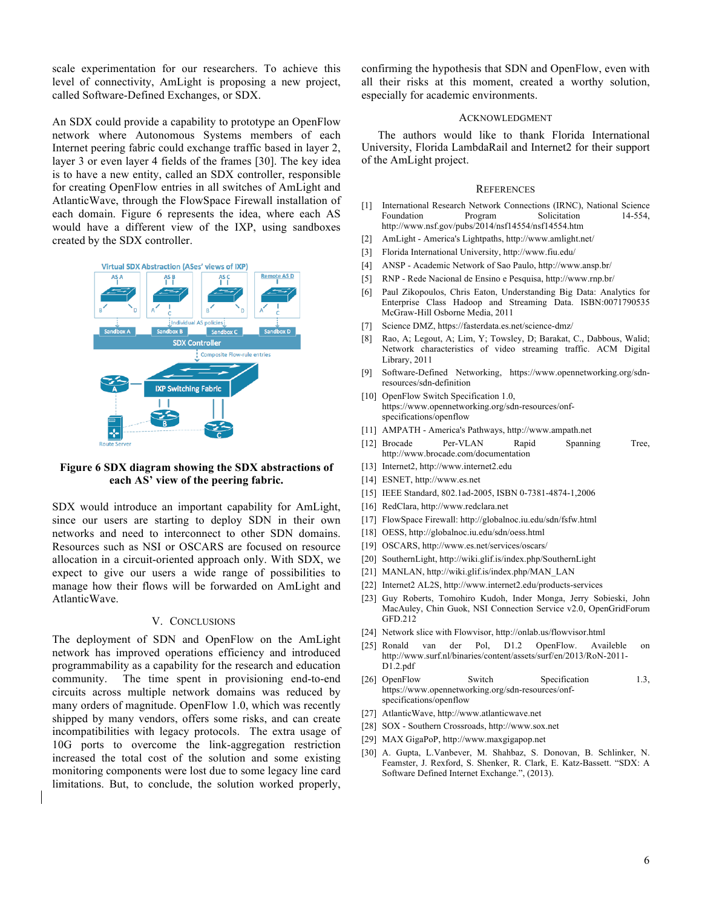scale experimentation for our researchers. To achieve this level of connectivity, AmLight is proposing a new project, called Software-Defined Exchanges, or SDX.

An SDX could provide a capability to prototype an OpenFlow network where Autonomous Systems members of each Internet peering fabric could exchange traffic based in layer 2, layer 3 or even layer 4 fields of the frames [30]. The key idea is to have a new entity, called an SDX controller, responsible for creating OpenFlow entries in all switches of AmLight and AtlanticWave, through the FlowSpace Firewall installation of each domain. Figure 6 represents the idea, where each AS would have a different view of the IXP, using sandboxes created by the SDX controller.

Virtual SDX Abstraction (ASes' views of IXP)
AS A
AS B
AS C
Remote AS D
Individual AS policies
Sandbox A
Sandbox B
Sandbox C
Sandbox D
SDX Controller
Composite Flow-rule entries
IXP Switching Fabric
Route Server

**Figure 6 SDX diagram showing the SDX abstractions of each AS' view of the peering fabric.**

SDX would introduce an important capability for AmLight, since our users are starting to deploy SDN in their own networks and need to interconnect to other SDN domains. Resources such as NSI or OSCARS are focused on resource allocation in a circuit-oriented approach only. With SDX, we expect to give our users a wide range of possibilities to manage how their flows will be forwarded on AmLight and AtlanticWave.

## V. CONCLUSIONS

The deployment of SDN and OpenFlow on the AmLight network has improved operations efficiency and introduced programmability as a capability for the research and education community. The time spent in provisioning end-to-end circuits across multiple network domains was reduced by many orders of magnitude. OpenFlow 1.0, which was recently shipped by many vendors, offers some risks, and can create incompatibilities with legacy protocols. The extra usage of 10G ports to overcome the link-aggregation restriction increased the total cost of the solution and some existing monitoring components were lost due to some legacy line card limitations. But, to conclude, the solution worked properly, confirming the hypothesis that SDN and OpenFlow, even with all their risks at this moment, created a worthy solution, especially for academic environments.

## ACKNOWLEDGMENT

The authors would like to thank Florida International University, Florida LambdaRail and Internet2 for their support of the AmLight project.

## REFERENCES

[1] International Research Network Connections (IRNC), National Science Foundation Program Solicitation 14-554, http://www.nsf.gov/pubs/2014/nsf14554/nsf14554.htm
[2] AmLight - America's Lightpaths, http://www.amlight.net/
[3] Florida International University, http://www.fiu.edu/
[4] ANSP - Academic Network of Sao Paulo, http://www.ansp.br/
[5] RNP - Rede Nacional de Ensino e Pesquisa, http://www.rnp.br/
[6] Paul Zikopoulos, Chris Eaton, Understanding Big Data: Analytics for Enterprise Class Hadoop and Streaming Data. ISBN:0071790535 McGraw-Hill Osborne Media, 2011
[7] Science DMZ, https://fasterdata.es.net/science-dmz/
[8] Rao, A; Legout, A; Lim, Y; Towsley, D; Barakat, C., Dabbous, Walid; Network characteristics of video streaming traffic. ACM Digital Library, 2011
[9] Software-Defined Networking, https://www.opennetworking.org/sdn-resources/sdn-definition
[10] OpenFlow Switch Specification 1.0, https://www.opennetworking.org/sdn-resources/onf-specifications/openflow
[11] AMPATH - America's Pathways, http://www.ampath.net
[12] Brocade Per-VLAN Rapid Spanning Tree, http://www.brocade.com/documentation
[13] Internet2, http://www.internet2.edu
[14] ESNET, http://www.es.net
[15] IEEE Standard, 802.1ad-2005, ISBN 0-7381-4874-1,2006
[16] RedClara, http://www.redclara.net
[17] FlowSpace Firewall: http://globalnoc.iu.edu/sdn/fsfw.html
[18] OESS, http://globalnoc.iu.edu/sdn/oess.html
[19] OSCARS, http://www.es.net/services/oscars/
[20] SouthernLight, http://wiki.glif.is/index.php/SouthernLight
[21] MANLAN, http://wiki.glif.is/index.php/MAN_LAN
[22] Internet2 AL2S, http://www.internet2.edu/products-services
[23] Guy Roberts, Tomohiro Kudoh, Inder Monga, Jerry Sobieski, John MacAuley, Chin Guok, NSI Connection Service v2.0, OpenGridForum GFD.212
[24] Network slice with Flowvisor, http://onlab.us/flowvisor.html
[25] Ronald van der Pol, D1.2 OpenFlow. Availeble on http://www.surf.nl/binaries/content/assets/surf/en/2013/RoN-2011-D1.2.pdf
[26] OpenFlow Switch Specification 1.3, https://www.opennetworking.org/sdn-resources/onf-specifications/openflow
[27] AtlanticWave, http://www.atlanticwave.net
[28] SOX - Southern Crossroads, http://www.sox.net
[29] MAX GigaPoP, http://www.maxgigapop.net
[30] A. Gupta, L.Vanbever, M. Shahbaz, S. Donovan, B. Schlinker, N. Feamster, J. Rexford, S. Shenker, R. Clark, E. Katz-Bassett. "SDX: A Software Defined Internet Exchange.", (2013).